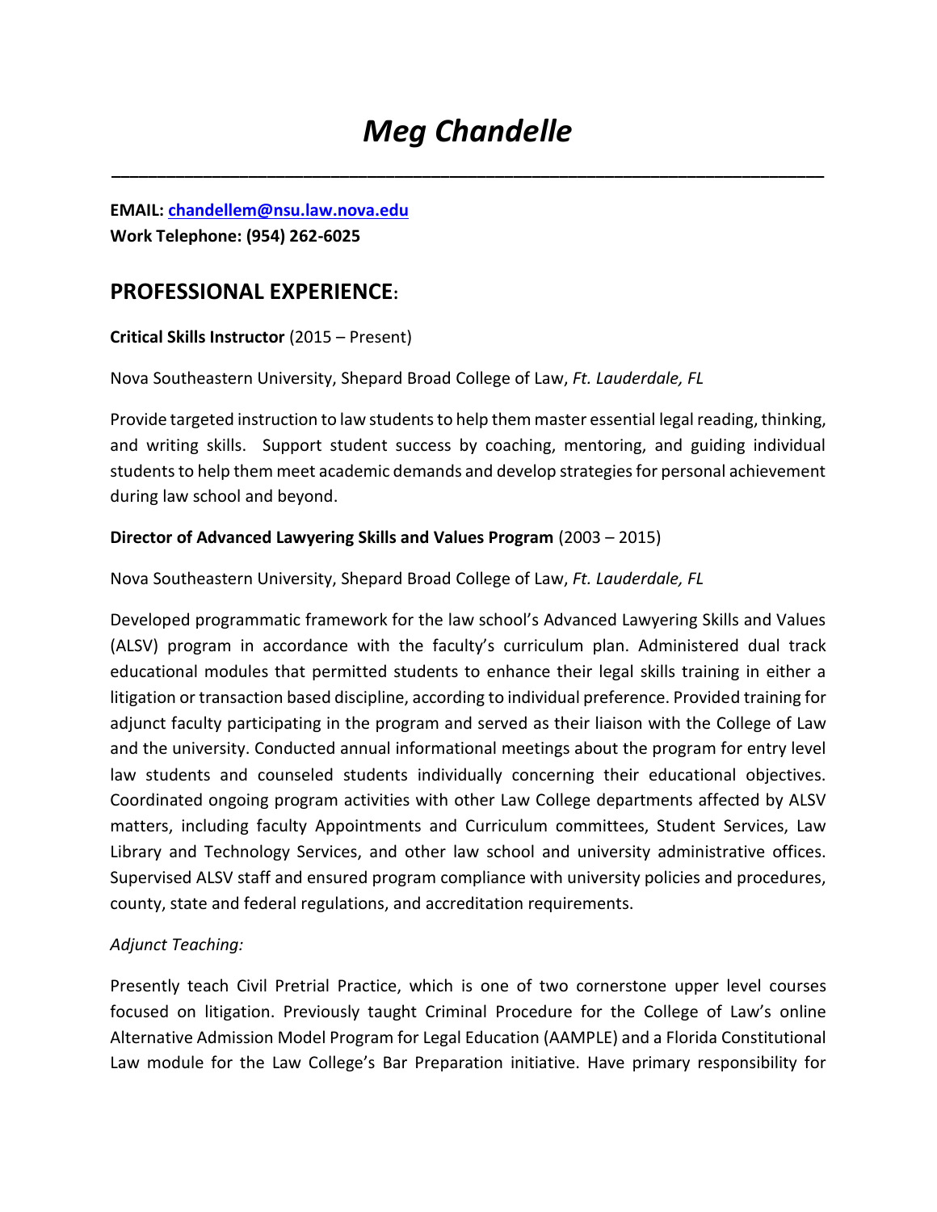# *Meg Chandelle*

---

**EMAIL: chandellem@nsu.law.nova.edu**
**Work Telephone: (954) 262-6025**

## PROFESSIONAL EXPERIENCE:

**Critical Skills Instructor** (2015 – Present)

Nova Southeastern University, Shepard Broad College of Law, *Ft. Lauderdale, FL*

Provide targeted instruction to law students to help them master essential legal reading, thinking, and writing skills. Support student success by coaching, mentoring, and guiding individual students to help them meet academic demands and develop strategies for personal achievement during law school and beyond.

**Director of Advanced Lawyering Skills and Values Program** (2003 – 2015)

Nova Southeastern University, Shepard Broad College of Law, *Ft. Lauderdale, FL*

Developed programmatic framework for the law school's Advanced Lawyering Skills and Values (ALSV) program in accordance with the faculty's curriculum plan. Administered dual track educational modules that permitted students to enhance their legal skills training in either a litigation or transaction based discipline, according to individual preference. Provided training for adjunct faculty participating in the program and served as their liaison with the College of Law and the university. Conducted annual informational meetings about the program for entry level law students and counseled students individually concerning their educational objectives. Coordinated ongoing program activities with other Law College departments affected by ALSV matters, including faculty Appointments and Curriculum committees, Student Services, Law Library and Technology Services, and other law school and university administrative offices. Supervised ALSV staff and ensured program compliance with university policies and procedures, county, state and federal regulations, and accreditation requirements.

*Adjunct Teaching:*

Presently teach Civil Pretrial Practice, which is one of two cornerstone upper level courses focused on litigation. Previously taught Criminal Procedure for the College of Law's online Alternative Admission Model Program for Legal Education (AAMPLE) and a Florida Constitutional Law module for the Law College's Bar Preparation initiative. Have primary responsibility for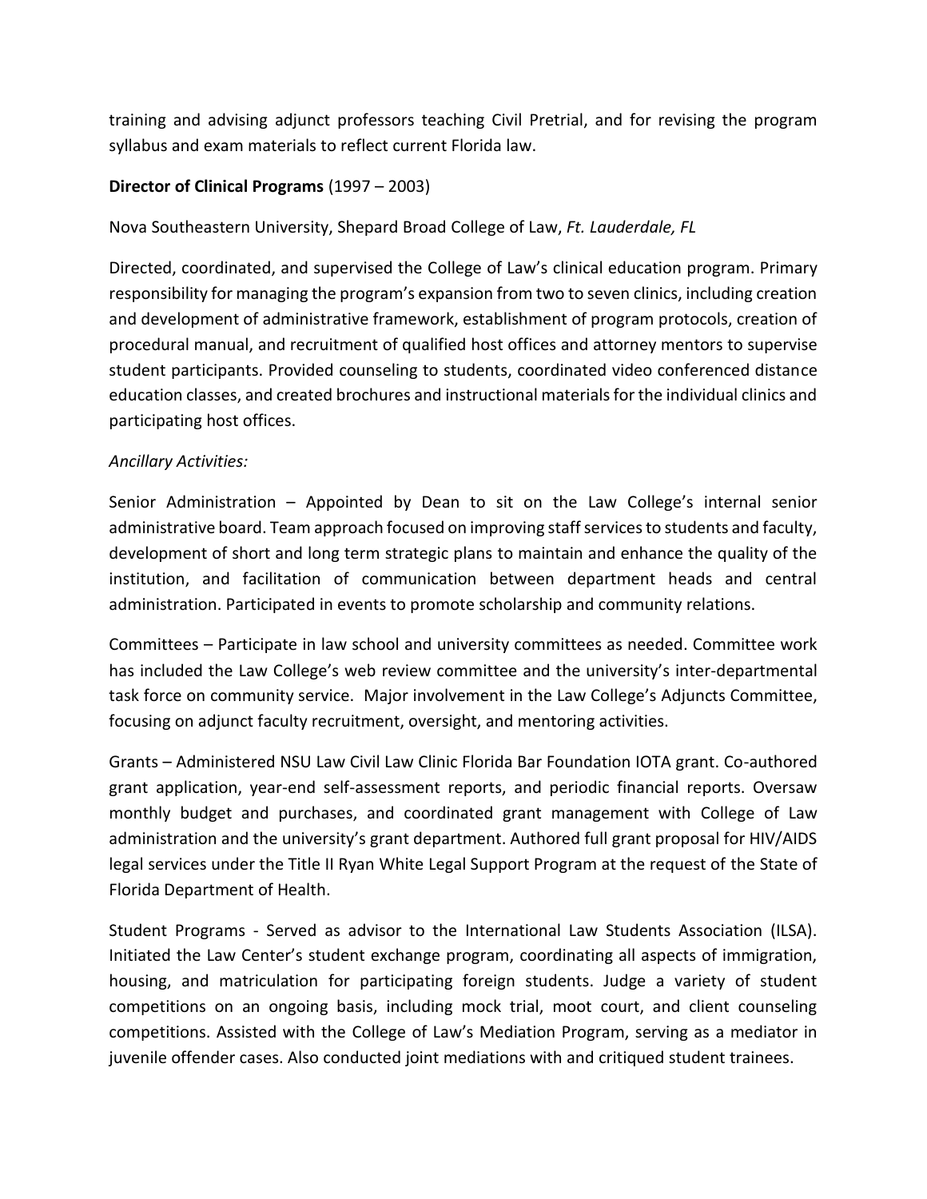training and advising adjunct professors teaching Civil Pretrial, and for revising the program syllabus and exam materials to reflect current Florida law.

**Director of Clinical Programs** (1997 – 2003)

Nova Southeastern University, Shepard Broad College of Law, *Ft. Lauderdale, FL*

Directed, coordinated, and supervised the College of Law's clinical education program. Primary responsibility for managing the program's expansion from two to seven clinics, including creation and development of administrative framework, establishment of program protocols, creation of procedural manual, and recruitment of qualified host offices and attorney mentors to supervise student participants. Provided counseling to students, coordinated video conferenced distance education classes, and created brochures and instructional materials for the individual clinics and participating host offices.

*Ancillary Activities:*

Senior Administration – Appointed by Dean to sit on the Law College's internal senior administrative board. Team approach focused on improving staff services to students and faculty, development of short and long term strategic plans to maintain and enhance the quality of the institution, and facilitation of communication between department heads and central administration. Participated in events to promote scholarship and community relations.

Committees – Participate in law school and university committees as needed. Committee work has included the Law College's web review committee and the university's inter-departmental task force on community service. Major involvement in the Law College's Adjuncts Committee, focusing on adjunct faculty recruitment, oversight, and mentoring activities.

Grants – Administered NSU Law Civil Law Clinic Florida Bar Foundation IOTA grant. Co-authored grant application, year-end self-assessment reports, and periodic financial reports. Oversaw monthly budget and purchases, and coordinated grant management with College of Law administration and the university's grant department. Authored full grant proposal for HIV/AIDS legal services under the Title II Ryan White Legal Support Program at the request of the State of Florida Department of Health.

Student Programs - Served as advisor to the International Law Students Association (ILSA). Initiated the Law Center's student exchange program, coordinating all aspects of immigration, housing, and matriculation for participating foreign students. Judge a variety of student competitions on an ongoing basis, including mock trial, moot court, and client counseling competitions. Assisted with the College of Law's Mediation Program, serving as a mediator in juvenile offender cases. Also conducted joint mediations with and critiqued student trainees.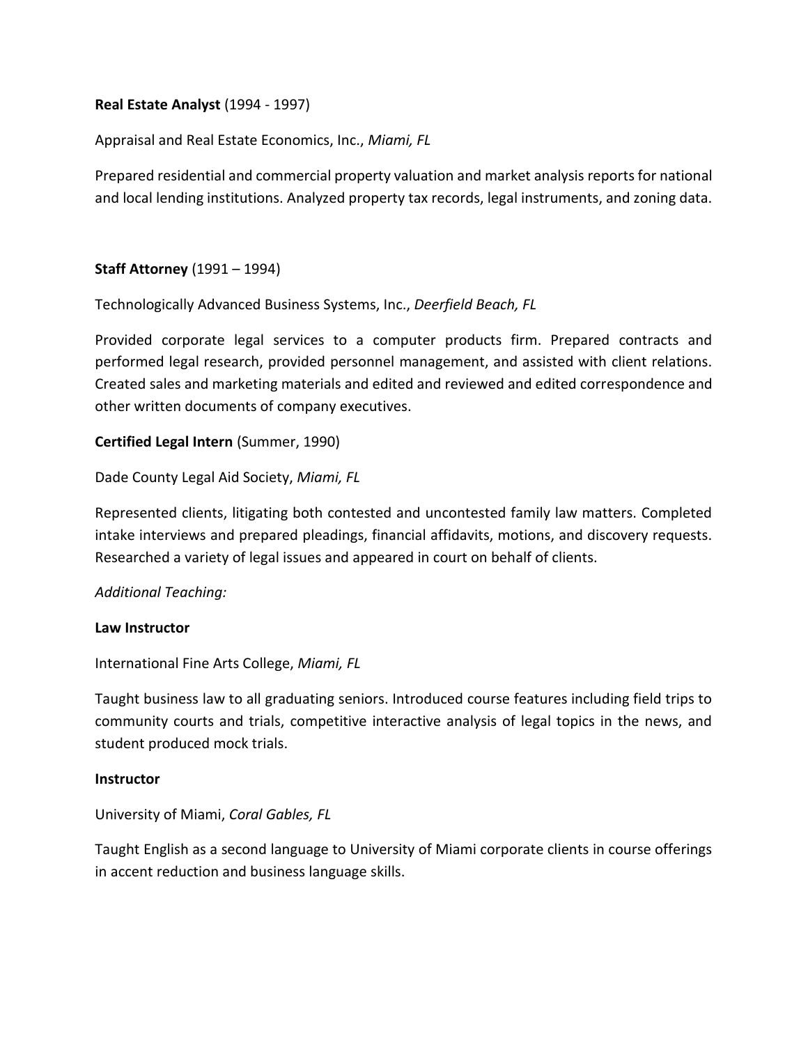**Real Estate Analyst** (1994 - 1997)

Appraisal and Real Estate Economics, Inc., *Miami, FL*

Prepared residential and commercial property valuation and market analysis reports for national and local lending institutions. Analyzed property tax records, legal instruments, and zoning data.

**Staff Attorney** (1991 – 1994)

Technologically Advanced Business Systems, Inc., *Deerfield Beach, FL*

Provided corporate legal services to a computer products firm. Prepared contracts and performed legal research, provided personnel management, and assisted with client relations. Created sales and marketing materials and edited and reviewed and edited correspondence and other written documents of company executives.

**Certified Legal Intern** (Summer, 1990)

Dade County Legal Aid Society, *Miami, FL*

Represented clients, litigating both contested and uncontested family law matters. Completed intake interviews and prepared pleadings, financial affidavits, motions, and discovery requests. Researched a variety of legal issues and appeared in court on behalf of clients.

*Additional Teaching:*

**Law Instructor**

International Fine Arts College, *Miami, FL*

Taught business law to all graduating seniors. Introduced course features including field trips to community courts and trials, competitive interactive analysis of legal topics in the news, and student produced mock trials.

**Instructor**

University of Miami, *Coral Gables, FL*

Taught English as a second language to University of Miami corporate clients in course offerings in accent reduction and business language skills.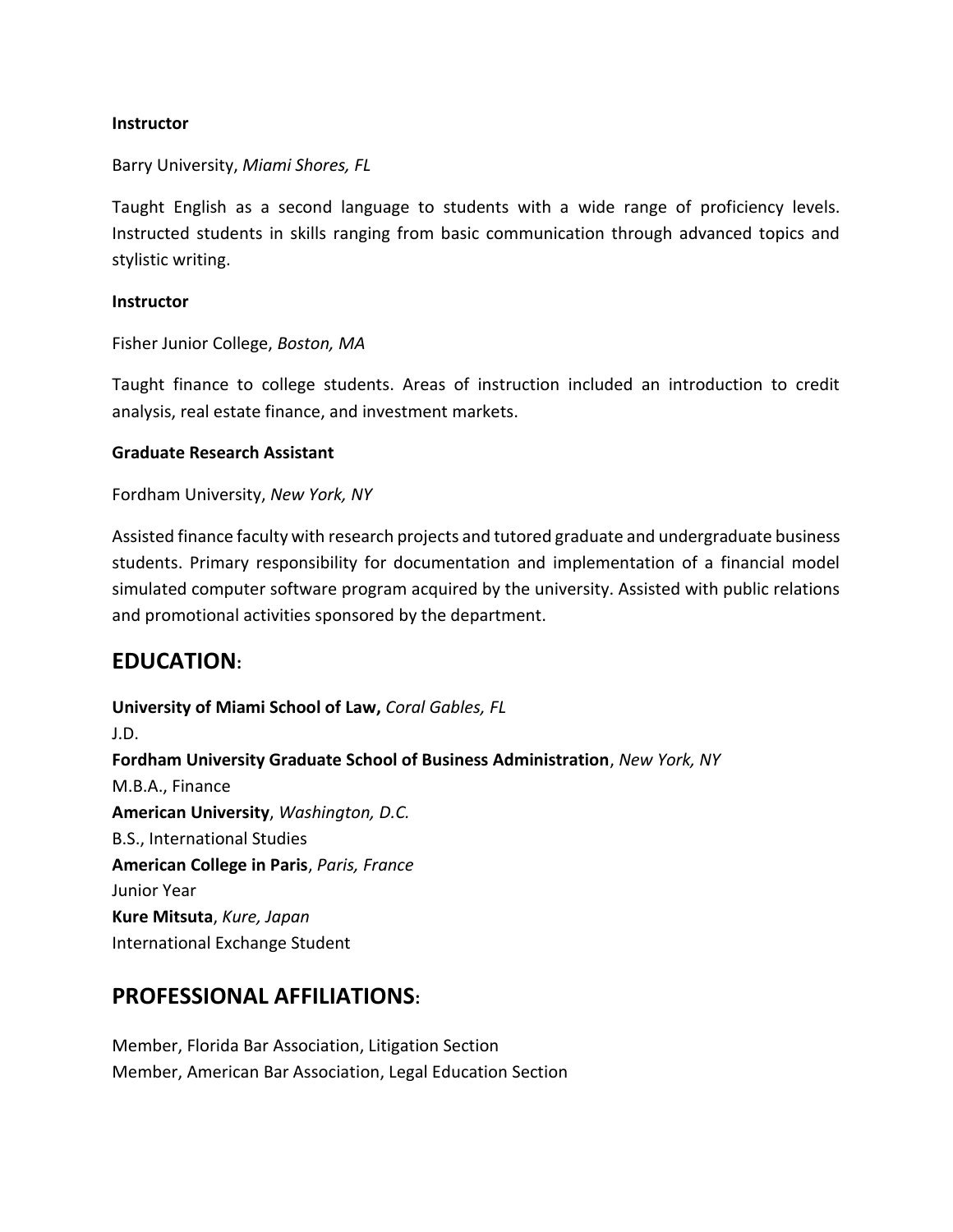**Instructor**

Barry University, *Miami Shores, FL*

Taught English as a second language to students with a wide range of proficiency levels. Instructed students in skills ranging from basic communication through advanced topics and stylistic writing.

**Instructor**

Fisher Junior College, *Boston, MA*

Taught finance to college students. Areas of instruction included an introduction to credit analysis, real estate finance, and investment markets.

**Graduate Research Assistant**

Fordham University, *New York, NY*

Assisted finance faculty with research projects and tutored graduate and undergraduate business students. Primary responsibility for documentation and implementation of a financial model simulated computer software program acquired by the university. Assisted with public relations and promotional activities sponsored by the department.

## EDUCATION:

**University of Miami School of Law,** *Coral Gables, FL*
J.D.
**Fordham University Graduate School of Business Administration**, *New York, NY*
M.B.A., Finance
**American University**, *Washington, D.C.*
B.S., International Studies
**American College in Paris**, *Paris, France*
Junior Year
**Kure Mitsuta**, *Kure, Japan*
International Exchange Student

## PROFESSIONAL AFFILIATIONS:

Member, Florida Bar Association, Litigation Section
Member, American Bar Association, Legal Education Section